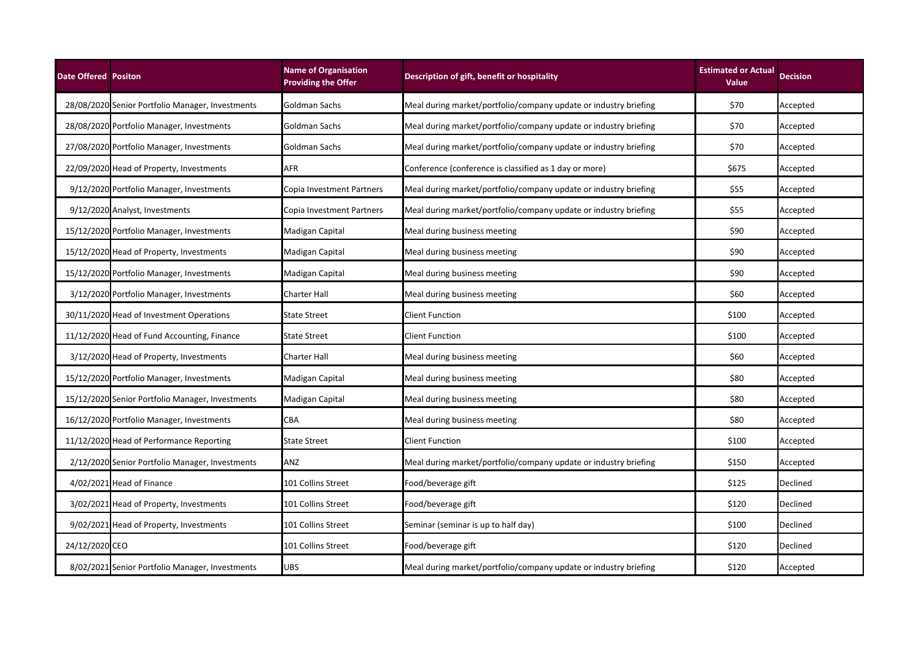| Date Offered | Positon | Name of Organisation Providing the Offer | Description of gift, benefit or hospitality | Estimated or Actual Value | Decision |
|---|---|---|---|---|---|
| 28/08/2020 | Senior Portfolio Manager, Investments | Goldman Sachs | Meal during market/portfolio/company update or industry briefing | $70 | Accepted |
| 28/08/2020 | Portfolio Manager, Investments | Goldman Sachs | Meal during market/portfolio/company update or industry briefing | $70 | Accepted |
| 27/08/2020 | Portfolio Manager, Investments | Goldman Sachs | Meal during market/portfolio/company update or industry briefing | $70 | Accepted |
| 22/09/2020 | Head of Property, Investments | AFR | Conference (conference is classified as 1 day or more) | $675 | Accepted |
| 9/12/2020 | Portfolio Manager, Investments | Copia Investment Partners | Meal during market/portfolio/company update or industry briefing | $55 | Accepted |
| 9/12/2020 | Analyst, Investments | Copia Investment Partners | Meal during market/portfolio/company update or industry briefing | $55 | Accepted |
| 15/12/2020 | Portfolio Manager, Investments | Madigan Capital | Meal during business meeting | $90 | Accepted |
| 15/12/2020 | Head of Property, Investments | Madigan Capital | Meal during business meeting | $90 | Accepted |
| 15/12/2020 | Portfolio Manager, Investments | Madigan Capital | Meal during business meeting | $90 | Accepted |
| 3/12/2020 | Portfolio Manager, Investments | Charter Hall | Meal during business meeting | $60 | Accepted |
| 30/11/2020 | Head of Investment Operations | State Street | Client Function | $100 | Accepted |
| 11/12/2020 | Head of Fund Accounting, Finance | State Street | Client Function | $100 | Accepted |
| 3/12/2020 | Head of Property, Investments | Charter Hall | Meal during business meeting | $60 | Accepted |
| 15/12/2020 | Portfolio Manager, Investments | Madigan Capital | Meal during business meeting | $80 | Accepted |
| 15/12/2020 | Senior Portfolio Manager, Investments | Madigan Capital | Meal during business meeting | $80 | Accepted |
| 16/12/2020 | Portfolio Manager, Investments | CBA | Meal during business meeting | $80 | Accepted |
| 11/12/2020 | Head of Performance Reporting | State Street | Client Function | $100 | Accepted |
| 2/12/2020 | Senior Portfolio Manager, Investments | ANZ | Meal during market/portfolio/company update or industry briefing | $150 | Accepted |
| 4/02/2021 | Head of Finance | 101 Collins Street | Food/beverage gift | $125 | Declined |
| 3/02/2021 | Head of Property, Investments | 101 Collins Street | Food/beverage gift | $120 | Declined |
| 9/02/2021 | Head of Property, Investments | 101 Collins Street | Seminar (seminar is up to half day) | $100 | Declined |
| 24/12/2020 | CEO | 101 Collins Street | Food/beverage gift | $120 | Declined |
| 8/02/2021 | Senior Portfolio Manager, Investments | UBS | Meal during market/portfolio/company update or industry briefing | $120 | Accepted |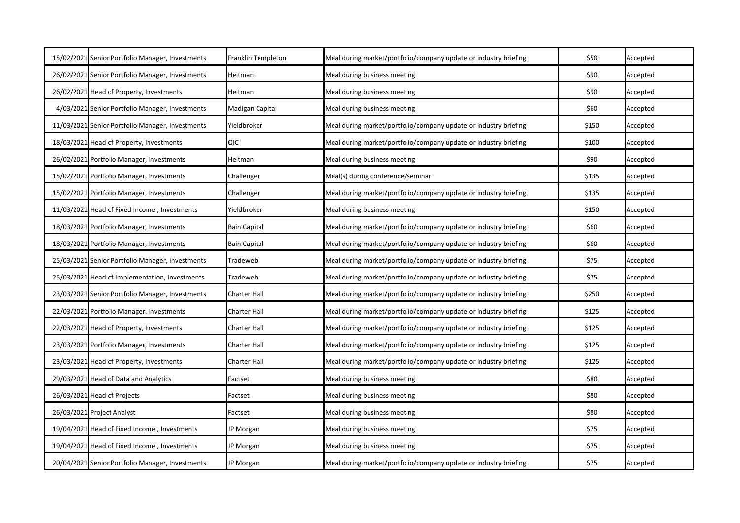| | | | | | |
|---|---|---|---|---|---|
| 15/02/2021 | Senior Portfolio Manager, Investments | Franklin Templeton | Meal during market/portfolio/company update or industry briefing | $50 | Accepted |
| 26/02/2021 | Senior Portfolio Manager, Investments | Heitman | Meal during business meeting | $90 | Accepted |
| 26/02/2021 | Head of Property, Investments | Heitman | Meal during business meeting | $90 | Accepted |
| 4/03/2021 | Senior Portfolio Manager, Investments | Madigan Capital | Meal during business meeting | $60 | Accepted |
| 11/03/2021 | Senior Portfolio Manager, Investments | Yieldbroker | Meal during market/portfolio/company update or industry briefing | $150 | Accepted |
| 18/03/2021 | Head of Property, Investments | QIC | Meal during market/portfolio/company update or industry briefing | $100 | Accepted |
| 26/02/2021 | Portfolio Manager, Investments | Heitman | Meal during business meeting | $90 | Accepted |
| 15/02/2021 | Portfolio Manager, Investments | Challenger | Meal(s) during conference/seminar | $135 | Accepted |
| 15/02/2021 | Portfolio Manager, Investments | Challenger | Meal during market/portfolio/company update or industry briefing | $135 | Accepted |
| 11/03/2021 | Head of Fixed Income , Investments | Yieldbroker | Meal during business meeting | $150 | Accepted |
| 18/03/2021 | Portfolio Manager, Investments | Bain Capital | Meal during market/portfolio/company update or industry briefing | $60 | Accepted |
| 18/03/2021 | Portfolio Manager, Investments | Bain Capital | Meal during market/portfolio/company update or industry briefing | $60 | Accepted |
| 25/03/2021 | Senior Portfolio Manager, Investments | Tradeweb | Meal during market/portfolio/company update or industry briefing | $75 | Accepted |
| 25/03/2021 | Head of Implementation, Investments | Tradeweb | Meal during market/portfolio/company update or industry briefing | $75 | Accepted |
| 23/03/2021 | Senior Portfolio Manager, Investments | Charter Hall | Meal during market/portfolio/company update or industry briefing | $250 | Accepted |
| 22/03/2021 | Portfolio Manager, Investments | Charter Hall | Meal during market/portfolio/company update or industry briefing | $125 | Accepted |
| 22/03/2021 | Head of Property, Investments | Charter Hall | Meal during market/portfolio/company update or industry briefing | $125 | Accepted |
| 23/03/2021 | Portfolio Manager, Investments | Charter Hall | Meal during market/portfolio/company update or industry briefing | $125 | Accepted |
| 23/03/2021 | Head of Property, Investments | Charter Hall | Meal during market/portfolio/company update or industry briefing | $125 | Accepted |
| 29/03/2021 | Head of Data and Analytics | Factset | Meal during business meeting | $80 | Accepted |
| 26/03/2021 | Head of Projects | Factset | Meal during business meeting | $80 | Accepted |
| 26/03/2021 | Project Analyst | Factset | Meal during business meeting | $80 | Accepted |
| 19/04/2021 | Head of Fixed Income , Investments | JP Morgan | Meal during business meeting | $75 | Accepted |
| 19/04/2021 | Head of Fixed Income , Investments | JP Morgan | Meal during business meeting | $75 | Accepted |
| 20/04/2021 | Senior Portfolio Manager, Investments | JP Morgan | Meal during market/portfolio/company update or industry briefing | $75 | Accepted |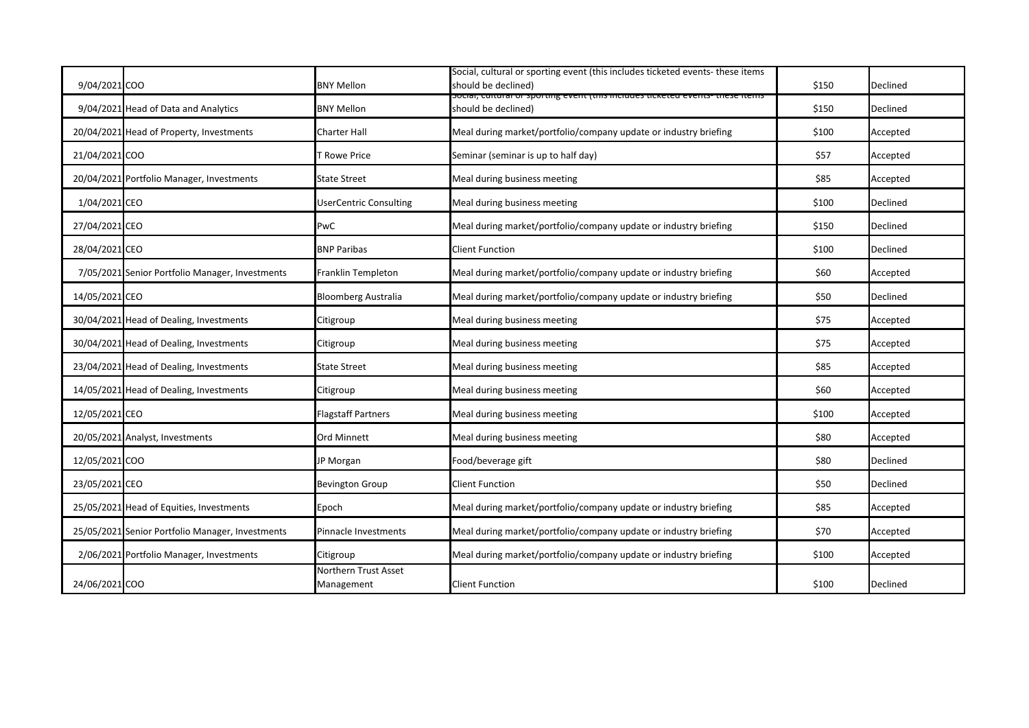| | | | | | |
|---|---|---|---|---|---|
| 9/04/2021 | COO | BNY Mellon | Social, cultural or sporting event (this includes ticketed events- these items should be declined) | $150 | Declined |
| 9/04/2021 | Head of Data and Analytics | BNY Mellon | Social, cultural or sporting event (this includes ticketed events- these items should be declined) | $150 | Declined |
| 20/04/2021 | Head of Property, Investments | Charter Hall | Meal during market/portfolio/company update or industry briefing | $100 | Accepted |
| 21/04/2021 | COO | T Rowe Price | Seminar (seminar is up to half day) | $57 | Accepted |
| 20/04/2021 | Portfolio Manager, Investments | State Street | Meal during business meeting | $85 | Accepted |
| 1/04/2021 | CEO | UserCentric Consulting | Meal during business meeting | $100 | Declined |
| 27/04/2021 | CEO | PwC | Meal during market/portfolio/company update or industry briefing | $150 | Declined |
| 28/04/2021 | CEO | BNP Paribas | Client Function | $100 | Declined |
| 7/05/2021 | Senior Portfolio Manager, Investments | Franklin Templeton | Meal during market/portfolio/company update or industry briefing | $60 | Accepted |
| 14/05/2021 | CEO | Bloomberg Australia | Meal during market/portfolio/company update or industry briefing | $50 | Declined |
| 30/04/2021 | Head of Dealing, Investments | Citigroup | Meal during business meeting | $75 | Accepted |
| 30/04/2021 | Head of Dealing, Investments | Citigroup | Meal during business meeting | $75 | Accepted |
| 23/04/2021 | Head of Dealing, Investments | State Street | Meal during business meeting | $85 | Accepted |
| 14/05/2021 | Head of Dealing, Investments | Citigroup | Meal during business meeting | $60 | Accepted |
| 12/05/2021 | CEO | Flagstaff Partners | Meal during business meeting | $100 | Accepted |
| 20/05/2021 | Analyst, Investments | Ord Minnett | Meal during business meeting | $80 | Accepted |
| 12/05/2021 | COO | JP Morgan | Food/beverage gift | $80 | Declined |
| 23/05/2021 | CEO | Bevington Group | Client Function | $50 | Declined |
| 25/05/2021 | Head of Equities, Investments | Epoch | Meal during market/portfolio/company update or industry briefing | $85 | Accepted |
| 25/05/2021 | Senior Portfolio Manager, Investments | Pinnacle Investments | Meal during market/portfolio/company update or industry briefing | $70 | Accepted |
| 2/06/2021 | Portfolio Manager, Investments | Citigroup | Meal during market/portfolio/company update or industry briefing | $100 | Accepted |
| 24/06/2021 | COO | Northern Trust Asset Management | Client Function | $100 | Declined |